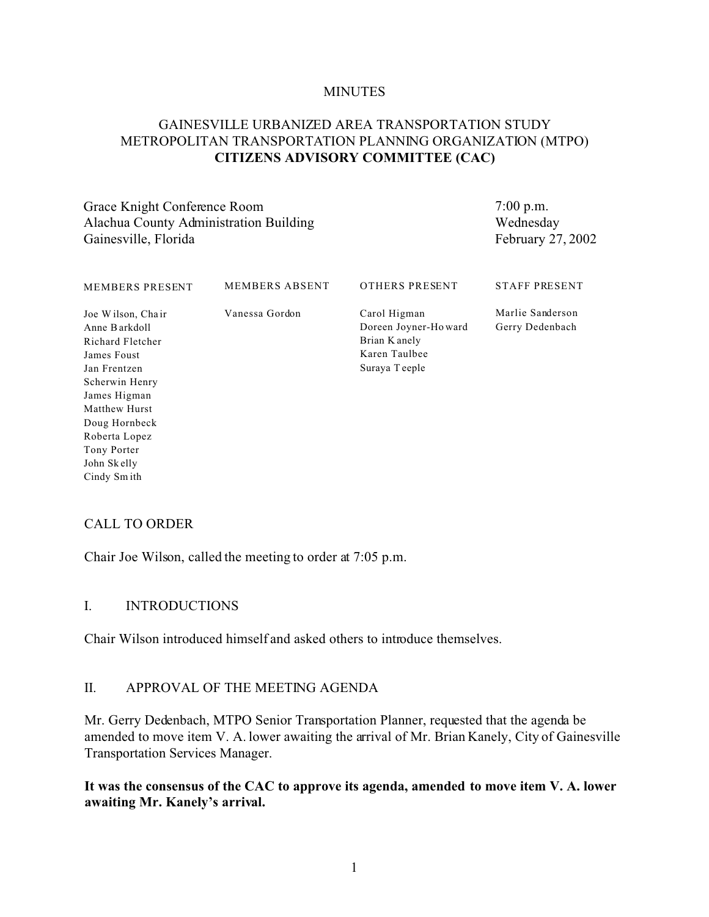MINUTES

GAINESVILLE URBANIZED AREA TRANSPORTATION STUDY
METROPOLITAN TRANSPORTATION PLANNING ORGANIZATION (MTPO)
**CITIZENS ADVISORY COMMITTEE (CAC)**

Grace Knight Conference Room
Alachua County Administration Building
Gainesville, Florida

7:00 p.m.
Wednesday
February 27, 2002

| MEMBERS PRESENT | MEMBERS ABSENT | OTHERS PRESENT | STAFF PRESENT |
|---|---|---|---|
| Joe Wilson, Chair | Vanessa Gordon | Carol Higman | Marlie Sanderson |
| Anne Barkdoll | | Doreen Joyner-Howard | Gerry Dedenbach |
| Richard Fletcher | | Brian Kanely | |
| James Foust | | Karen Taulbee | |
| Jan Frentzen | | Suraya Teeple | |
| Scherwin Henry | | | |
| James Higman | | | |
| Matthew Hurst | | | |
| Doug Hornbeck | | | |
| Roberta Lopez | | | |
| Tony Porter | | | |
| John Skelly | | | |
| Cindy Smith | | | |

CALL TO ORDER

Chair Joe Wilson, called the meeting to order at 7:05 p.m.

I. INTRODUCTIONS

Chair Wilson introduced himself and asked others to introduce themselves.

II. APPROVAL OF THE MEETING AGENDA

Mr. Gerry Dedenbach, MTPO Senior Transportation Planner, requested that the agenda be amended to move item V. A. lower awaiting the arrival of Mr. Brian Kanely, City of Gainesville Transportation Services Manager.

**It was the consensus of the CAC to approve its agenda, amended to move item V. A. lower awaiting Mr. Kanely's arrival.**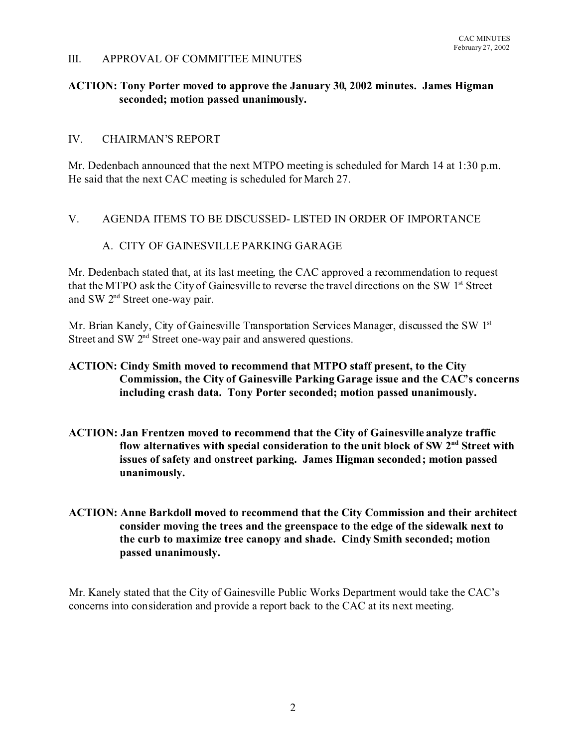## III. APPROVAL OF COMMITTEE MINUTES

**ACTION: Tony Porter moved to approve the January 30, 2002 minutes. James Higman seconded; motion passed unanimously.**

## IV. CHAIRMAN'S REPORT

Mr. Dedenbach announced that the next MTPO meeting is scheduled for March 14 at 1:30 p.m. He said that the next CAC meeting is scheduled for March 27.

## V. AGENDA ITEMS TO BE DISCUSSED- LISTED IN ORDER OF IMPORTANCE

### A. CITY OF GAINESVILLE PARKING GARAGE

Mr. Dedenbach stated that, at its last meeting, the CAC approved a recommendation to request that the MTPO ask the City of Gainesville to reverse the travel directions on the SW 1st Street and SW 2nd Street one-way pair.

Mr. Brian Kanely, City of Gainesville Transportation Services Manager, discussed the SW 1st Street and SW 2nd Street one-way pair and answered questions.

**ACTION: Cindy Smith moved to recommend that MTPO staff present, to the City Commission, the City of Gainesville Parking Garage issue and the CAC's concerns including crash data. Tony Porter seconded; motion passed unanimously.**

**ACTION: Jan Frentzen moved to recommend that the City of Gainesville analyze traffic flow alternatives with special consideration to the unit block of SW 2nd Street with issues of safety and onstreet parking. James Higman seconded; motion passed unanimously.**

**ACTION: Anne Barkdoll moved to recommend that the City Commission and their architect consider moving the trees and the greenspace to the edge of the sidewalk next to the curb to maximize tree canopy and shade. Cindy Smith seconded; motion passed unanimously.**

Mr. Kanely stated that the City of Gainesville Public Works Department would take the CAC's concerns into consideration and provide a report back to the CAC at its next meeting.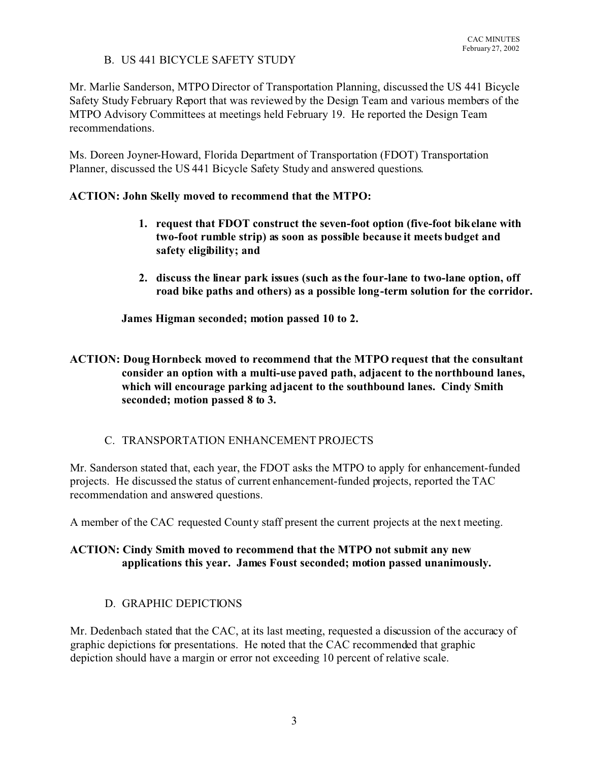### B. US 441 BICYCLE SAFETY STUDY

Mr. Marlie Sanderson, MTPO Director of Transportation Planning, discussed the US 441 Bicycle Safety Study February Report that was reviewed by the Design Team and various members of the MTPO Advisory Committees at meetings held February 19. He reported the Design Team recommendations.

Ms. Doreen Joyner-Howard, Florida Department of Transportation (FDOT) Transportation Planner, discussed the US 441 Bicycle Safety Study and answered questions.

**ACTION: John Skelly moved to recommend that the MTPO:**

1. **request that FDOT construct the seven-foot option (five-foot bikelane with two-foot rumble strip) as soon as possible because it meets budget and safety eligibility; and**

2. **discuss the linear park issues (such as the four-lane to two-lane option, off road bike paths and others) as a possible long-term solution for the corridor.**

**James Higman seconded; motion passed 10 to 2.**

**ACTION: Doug Hornbeck moved to recommend that the MTPO request that the consultant consider an option with a multi-use paved path, adjacent to the northbound lanes, which will encourage parking adjacent to the southbound lanes. Cindy Smith seconded; motion passed 8 to 3.**

### C. TRANSPORTATION ENHANCEMENT PROJECTS

Mr. Sanderson stated that, each year, the FDOT asks the MTPO to apply for enhancement-funded projects. He discussed the status of current enhancement-funded projects, reported the TAC recommendation and answered questions.

A member of the CAC requested County staff present the current projects at the next meeting.

**ACTION: Cindy Smith moved to recommend that the MTPO not submit any new applications this year. James Foust seconded; motion passed unanimously.**

### D. GRAPHIC DEPICTIONS

Mr. Dedenbach stated that the CAC, at its last meeting, requested a discussion of the accuracy of graphic depictions for presentations. He noted that the CAC recommended that graphic depiction should have a margin or error not exceeding 10 percent of relative scale.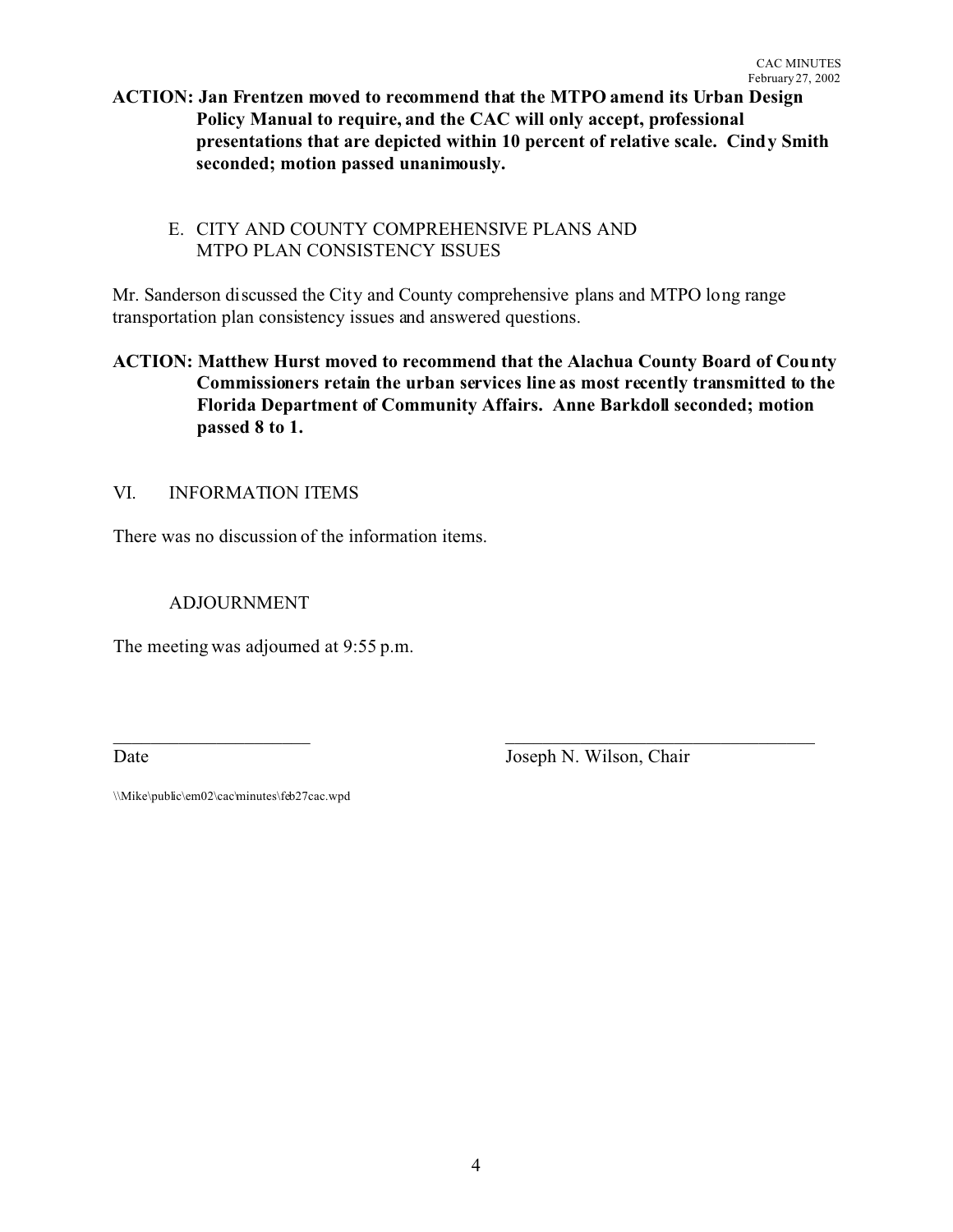**ACTION: Jan Frentzen moved to recommend that the MTPO amend its Urban Design Policy Manual to require, and the CAC will only accept, professional presentations that are depicted within 10 percent of relative scale. Cindy Smith seconded; motion passed unanimously.**

E. CITY AND COUNTY COMPREHENSIVE PLANS AND MTPO PLAN CONSISTENCY ISSUES

Mr. Sanderson discussed the City and County comprehensive plans and MTPO long range transportation plan consistency issues and answered questions.

**ACTION: Matthew Hurst moved to recommend that the Alachua County Board of County Commissioners retain the urban services line as most recently transmitted to the Florida Department of Community Affairs. Anne Barkdoll seconded; motion passed 8 to 1.**

VI. INFORMATION ITEMS

There was no discussion of the information items.

ADJOURNMENT

The meeting was adjourned at 9:55 p.m.

\_\_\_\_\_\_\_\_\_\_\_\_\_\_\_\_\_\_\_\_\_\_ \_\_\_\_\_\_\_\_\_\_\_\_\_\_\_\_\_\_\_\_\_\_\_\_\_\_\_\_\_\_\_\_\_\_

Date Joseph N. Wilson, Chair

\\Mike\public\em02\cac\minutes\feb27cac.wpd